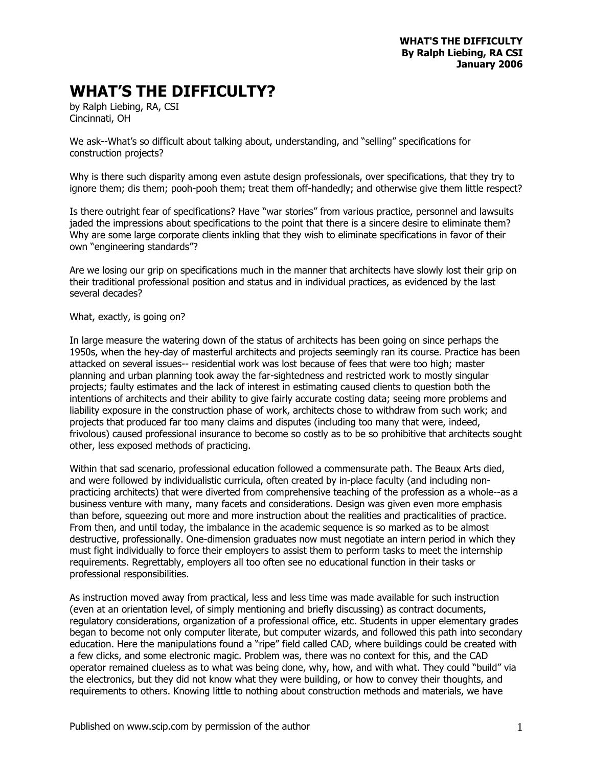# WHAT'S THE DIFFICULTY?

by Ralph Liebing, RA, CSI
Cincinnati, OH

We ask--What's so difficult about talking about, understanding, and "selling" specifications for construction projects?

Why is there such disparity among even astute design professionals, over specifications, that they try to ignore them; dis them; pooh-pooh them; treat them off-handedly; and otherwise give them little respect?

Is there outright fear of specifications? Have "war stories" from various practice, personnel and lawsuits jaded the impressions about specifications to the point that there is a sincere desire to eliminate them? Why are some large corporate clients inkling that they wish to eliminate specifications in favor of their own "engineering standards"?

Are we losing our grip on specifications much in the manner that architects have slowly lost their grip on their traditional professional position and status and in individual practices, as evidenced by the last several decades?

What, exactly, is going on?

In large measure the watering down of the status of architects has been going on since perhaps the 1950s, when the hey-day of masterful architects and projects seemingly ran its course. Practice has been attacked on several issues-- residential work was lost because of fees that were too high; master planning and urban planning took away the far-sightedness and restricted work to mostly singular projects; faulty estimates and the lack of interest in estimating caused clients to question both the intentions of architects and their ability to give fairly accurate costing data; seeing more problems and liability exposure in the construction phase of work, architects chose to withdraw from such work; and projects that produced far too many claims and disputes (including too many that were, indeed, frivolous) caused professional insurance to become so costly as to be so prohibitive that architects sought other, less exposed methods of practicing.

Within that sad scenario, professional education followed a commensurate path. The Beaux Arts died, and were followed by individualistic curricula, often created by in-place faculty (and including non-practicing architects) that were diverted from comprehensive teaching of the profession as a whole--as a business venture with many, many facets and considerations. Design was given even more emphasis than before, squeezing out more and more instruction about the realities and practicalities of practice. From then, and until today, the imbalance in the academic sequence is so marked as to be almost destructive, professionally. One-dimension graduates now must negotiate an intern period in which they must fight individually to force their employers to assist them to perform tasks to meet the internship requirements. Regrettably, employers all too often see no educational function in their tasks or professional responsibilities.

As instruction moved away from practical, less and less time was made available for such instruction (even at an orientation level, of simply mentioning and briefly discussing) as contract documents, regulatory considerations, organization of a professional office, etc. Students in upper elementary grades began to become not only computer literate, but computer wizards, and followed this path into secondary education. Here the manipulations found a "ripe" field called CAD, where buildings could be created with a few clicks, and some electronic magic. Problem was, there was no context for this, and the CAD operator remained clueless as to what was being done, why, how, and with what. They could "build" via the electronics, but they did not know what they were building, or how to convey their thoughts, and requirements to others. Knowing little to nothing about construction methods and materials, we have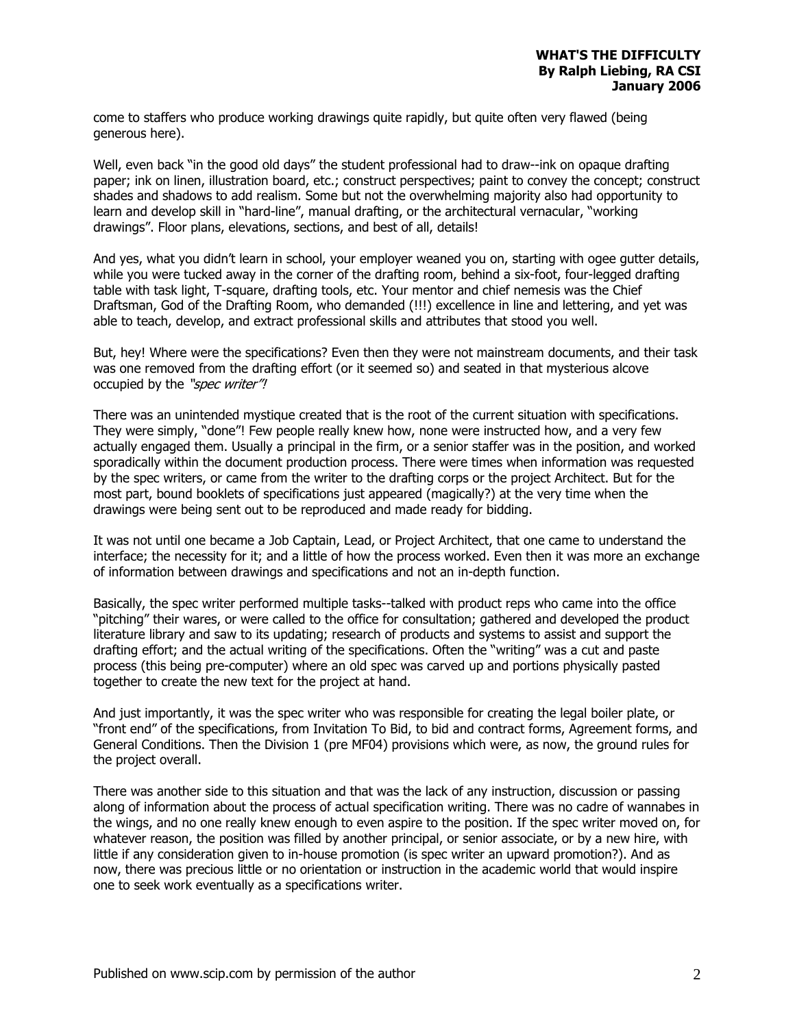come to staffers who produce working drawings quite rapidly, but quite often very flawed (being generous here).

Well, even back "in the good old days" the student professional had to draw--ink on opaque drafting paper; ink on linen, illustration board, etc.; construct perspectives; paint to convey the concept; construct shades and shadows to add realism. Some but not the overwhelming majority also had opportunity to learn and develop skill in "hard-line", manual drafting, or the architectural vernacular, "working drawings". Floor plans, elevations, sections, and best of all, details!

And yes, what you didn't learn in school, your employer weaned you on, starting with ogee gutter details, while you were tucked away in the corner of the drafting room, behind a six-foot, four-legged drafting table with task light, T-square, drafting tools, etc. Your mentor and chief nemesis was the Chief Draftsman, God of the Drafting Room, who demanded (!!!) excellence in line and lettering, and yet was able to teach, develop, and extract professional skills and attributes that stood you well.

But, hey! Where were the specifications? Even then they were not mainstream documents, and their task was one removed from the drafting effort (or it seemed so) and seated in that mysterious alcove occupied by the *"spec writer"!*

There was an unintended mystique created that is the root of the current situation with specifications. They were simply, "done"! Few people really knew how, none were instructed how, and a very few actually engaged them. Usually a principal in the firm, or a senior staffer was in the position, and worked sporadically within the document production process. There were times when information was requested by the spec writers, or came from the writer to the drafting corps or the project Architect. But for the most part, bound booklets of specifications just appeared (magically?) at the very time when the drawings were being sent out to be reproduced and made ready for bidding.

It was not until one became a Job Captain, Lead, or Project Architect, that one came to understand the interface; the necessity for it; and a little of how the process worked. Even then it was more an exchange of information between drawings and specifications and not an in-depth function.

Basically, the spec writer performed multiple tasks--talked with product reps who came into the office "pitching" their wares, or were called to the office for consultation; gathered and developed the product literature library and saw to its updating; research of products and systems to assist and support the drafting effort; and the actual writing of the specifications. Often the "writing" was a cut and paste process (this being pre-computer) where an old spec was carved up and portions physically pasted together to create the new text for the project at hand.

And just importantly, it was the spec writer who was responsible for creating the legal boiler plate, or "front end" of the specifications, from Invitation To Bid, to bid and contract forms, Agreement forms, and General Conditions. Then the Division 1 (pre MF04) provisions which were, as now, the ground rules for the project overall.

There was another side to this situation and that was the lack of any instruction, discussion or passing along of information about the process of actual specification writing. There was no cadre of wannabes in the wings, and no one really knew enough to even aspire to the position. If the spec writer moved on, for whatever reason, the position was filled by another principal, or senior associate, or by a new hire, with little if any consideration given to in-house promotion (is spec writer an upward promotion?). And as now, there was precious little or no orientation or instruction in the academic world that would inspire one to seek work eventually as a specifications writer.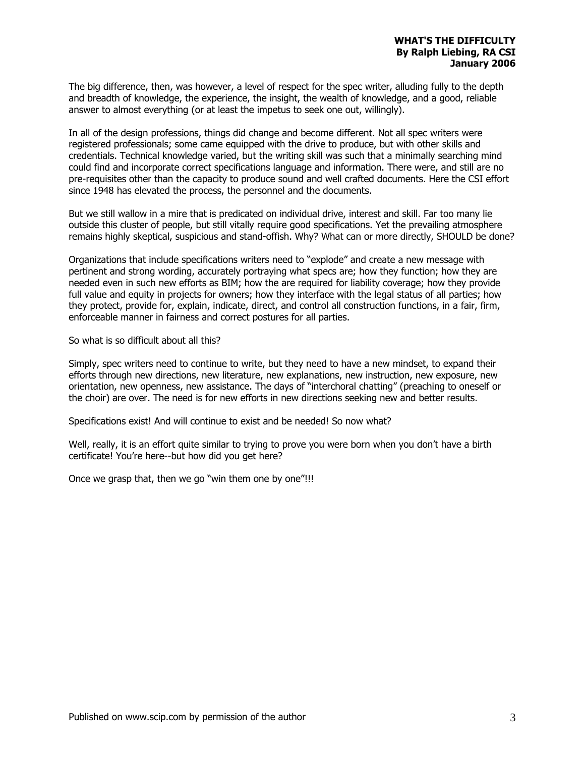The big difference, then, was however, a level of respect for the spec writer, alluding fully to the depth and breadth of knowledge, the experience, the insight, the wealth of knowledge, and a good, reliable answer to almost everything (or at least the impetus to seek one out, willingly).

In all of the design professions, things did change and become different. Not all spec writers were registered professionals; some came equipped with the drive to produce, but with other skills and credentials. Technical knowledge varied, but the writing skill was such that a minimally searching mind could find and incorporate correct specifications language and information. There were, and still are no pre-requisites other than the capacity to produce sound and well crafted documents. Here the CSI effort since 1948 has elevated the process, the personnel and the documents.

But we still wallow in a mire that is predicated on individual drive, interest and skill. Far too many lie outside this cluster of people, but still vitally require good specifications. Yet the prevailing atmosphere remains highly skeptical, suspicious and stand-offish. Why? What can or more directly, SHOULD be done?

Organizations that include specifications writers need to "explode" and create a new message with pertinent and strong wording, accurately portraying what specs are; how they function; how they are needed even in such new efforts as BIM; how the are required for liability coverage; how they provide full value and equity in projects for owners; how they interface with the legal status of all parties; how they protect, provide for, explain, indicate, direct, and control all construction functions, in a fair, firm, enforceable manner in fairness and correct postures for all parties.

So what is so difficult about all this?

Simply, spec writers need to continue to write, but they need to have a new mindset, to expand their efforts through new directions, new literature, new explanations, new instruction, new exposure, new orientation, new openness, new assistance. The days of "interchoral chatting" (preaching to oneself or the choir) are over. The need is for new efforts in new directions seeking new and better results.

Specifications exist! And will continue to exist and be needed! So now what?

Well, really, it is an effort quite similar to trying to prove you were born when you don't have a birth certificate! You're here--but how did you get here?

Once we grasp that, then we go "win them one by one"!!!

Published on www.scip.com by permission of the author